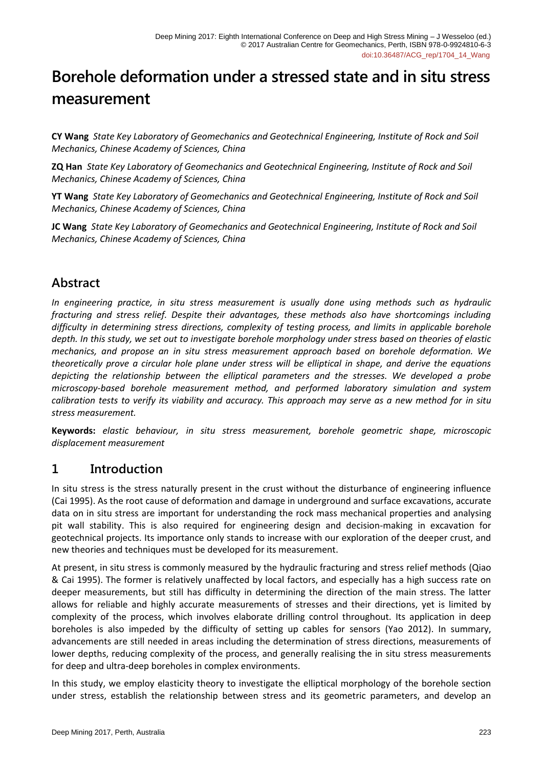# Borehole deformation under a stressed state and in situ stress measurement

**CY Wang** *State Key Laboratory of Geomechanics and Geotechnical Engineering, Institute of Rock and Soil Mechanics, Chinese Academy of Sciences, China*

**ZQ Han** *State Key Laboratory of Geomechanics and Geotechnical Engineering, Institute of Rock and Soil Mechanics, Chinese Academy of Sciences, China*

**YT Wang** *State Key Laboratory of Geomechanics and Geotechnical Engineering, Institute of Rock and Soil Mechanics, Chinese Academy of Sciences, China*

**JC Wang** *State Key Laboratory of Geomechanics and Geotechnical Engineering, Institute of Rock and Soil Mechanics, Chinese Academy of Sciences, China*

## Abstract

*In engineering practice, in situ stress measurement is usually done using methods such as hydraulic fracturing and stress relief. Despite their advantages, these methods also have shortcomings including difficulty in determining stress directions, complexity of testing process, and limits in applicable borehole depth. In this study, we set out to investigate borehole morphology under stress based on theories of elastic mechanics, and propose an in situ stress measurement approach based on borehole deformation. We theoretically prove a circular hole plane under stress will be elliptical in shape, and derive the equations depicting the relationship between the elliptical parameters and the stresses. We developed a probe microscopy-based borehole measurement method, and performed laboratory simulation and system calibration tests to verify its viability and accuracy. This approach may serve as a new method for in situ stress measurement.*

**Keywords:** *elastic behaviour, in situ stress measurement, borehole geometric shape, microscopic displacement measurement*

## 1 Introduction

In situ stress is the stress naturally present in the crust without the disturbance of engineering influence (Cai 1995). As the root cause of deformation and damage in underground and surface excavations, accurate data on in situ stress are important for understanding the rock mass mechanical properties and analysing pit wall stability. This is also required for engineering design and decision-making in excavation for geotechnical projects. Its importance only stands to increase with our exploration of the deeper crust, and new theories and techniques must be developed for its measurement.

At present, in situ stress is commonly measured by the hydraulic fracturing and stress relief methods (Qiao & Cai 1995). The former is relatively unaffected by local factors, and especially has a high success rate on deeper measurements, but still has difficulty in determining the direction of the main stress. The latter allows for reliable and highly accurate measurements of stresses and their directions, yet is limited by complexity of the process, which involves elaborate drilling control throughout. Its application in deep boreholes is also impeded by the difficulty of setting up cables for sensors (Yao 2012). In summary, advancements are still needed in areas including the determination of stress directions, measurements of lower depths, reducing complexity of the process, and generally realising the in situ stress measurements for deep and ultra-deep boreholes in complex environments.

In this study, we employ elasticity theory to investigate the elliptical morphology of the borehole section under stress, establish the relationship between stress and its geometric parameters, and develop an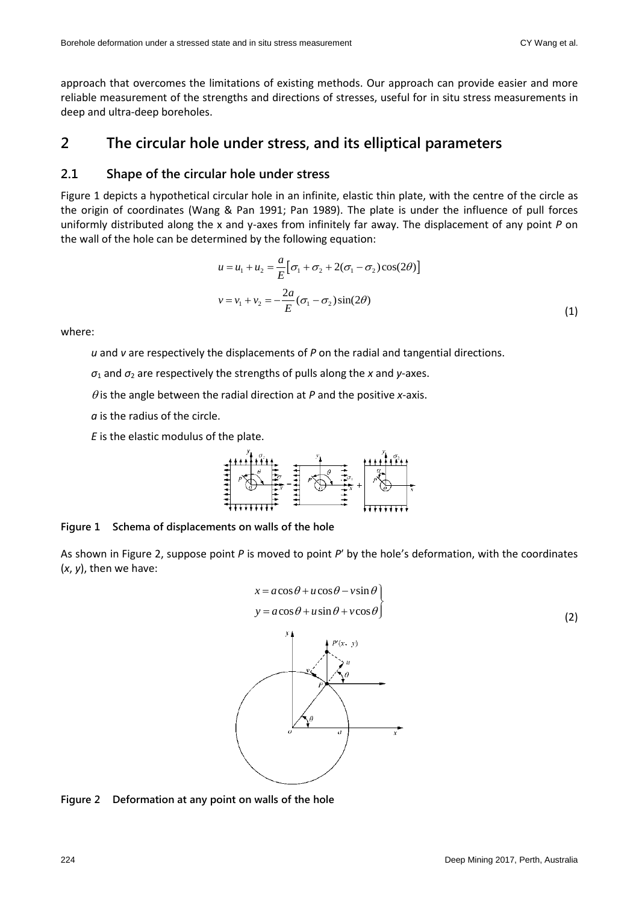approach that overcomes the limitations of existing methods. Our approach can provide easier and more reliable measurement of the strengths and directions of stresses, useful for in situ stress measurements in deep and ultra-deep boreholes.

# 2 The circular hole under stress, and its elliptical parameters

## 2.1 Shape of the circular hole under stress

Figure 1 depicts a hypothetical circular hole in an infinite, elastic thin plate, with the centre of the circle as the origin of coordinates (Wang & Pan 1991; Pan 1989). The plate is under the influence of pull forces uniformly distributed along the x and y-axes from infinitely far away. The displacement of any point *P* on the wall of the hole can be determined by the following equation:

$$u = u_1 + u_2 = \frac{a}{E}\left[\sigma_1 + \sigma_2 + 2(\sigma_1 - \sigma_2)\cos(2\theta)\right]$$

$$v = v_1 + v_2 = -\frac{2a}{E}(\sigma_1 - \sigma_2)\sin(2\theta) \tag{1}$$

where:

*u* and *v* are respectively the displacements of *P* on the radial and tangential directions.

$\sigma_1$ and $\sigma_2$ are respectively the strengths of pulls along the *x* and *y*-axes.

$\theta$ is the angle between the radial direction at *P* and the positive *x*-axis.

*a* is the radius of the circle.

*E* is the elastic modulus of the plate.

**Figure 1 Schema of displacements on walls of the hole**

As shown in Figure 2, suppose point *P* is moved to point *P*′ by the hole's deformation, with the coordinates (*x*, *y*), then we have:

$$\left.\begin{aligned} x &= a\cos\theta + u\cos\theta - v\sin\theta \\ y &= a\cos\theta + u\sin\theta + v\cos\theta \end{aligned}\right\} \tag{2}$$

**Figure 2 Deformation at any point on walls of the hole**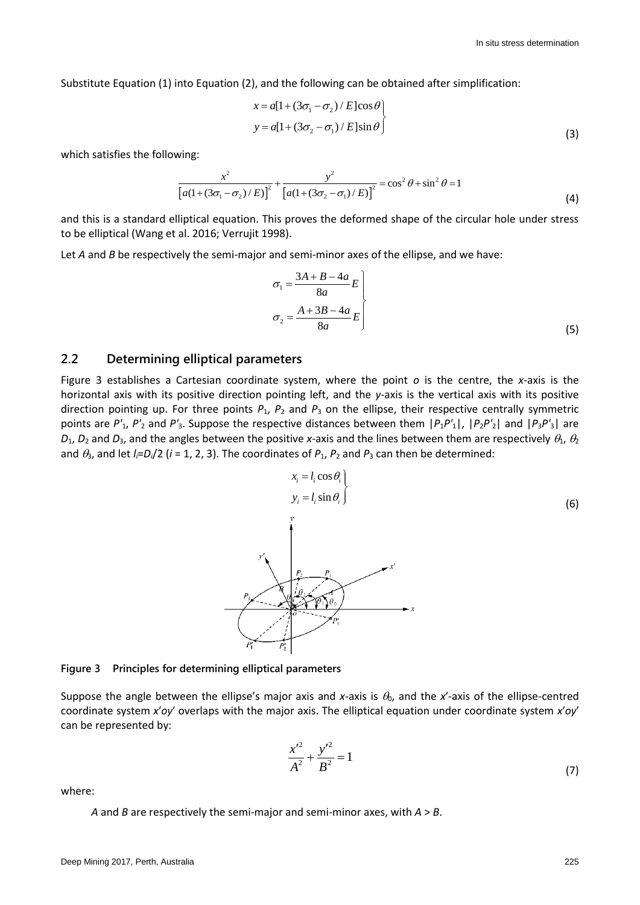Substitute Equation (1) into Equation (2), and the following can be obtained after simplification:

$$\left.\begin{aligned} x &= a[1+(3\sigma_1-\sigma_2)/E]\cos\theta \\ y &= a[1+(3\sigma_2-\sigma_1)/E]\sin\theta \end{aligned}\right\} \tag{3}$$

which satisfies the following:

$$\frac{x^2}{\left[a(1+(3\sigma_1-\sigma_2)/E)\right]^2}+\frac{y^2}{\left[a(1+(3\sigma_2-\sigma_1)/E)\right]^2}=\cos^2\theta+\sin^2\theta=1 \tag{4}$$

and this is a standard elliptical equation. This proves the deformed shape of the circular hole under stress to be elliptical (Wang et al. 2016; Verrujit 1998).

Let *A* and *B* be respectively the semi-major and semi-minor axes of the ellipse, and we have:

$$\left.\begin{aligned} \sigma_1 &= \frac{3A+B-4a}{8a}E \\ \sigma_2 &= \frac{A+3B-4a}{8a}E \end{aligned}\right\} \tag{5}$$

## 2.2 Determining elliptical parameters

Figure 3 establishes a Cartesian coordinate system, where the point *o* is the centre, the *x*-axis is the horizontal axis with its positive direction pointing left, and the *y*-axis is the vertical axis with its positive direction pointing up. For three points $P_1$, $P_2$ and $P_3$ on the ellipse, their respective centrally symmetric points are $P'_1$, $P'_2$ and $P'_3$. Suppose the respective distances between them $|P_1P'_1|$, $|P_2P'_2|$ and $|P_3P'_3|$ are $D_1$, $D_2$ and $D_3$, and the angles between the positive *x*-axis and the lines between them are respectively $\theta_1$, $\theta_2$ and $\theta_3$, and let $l_i$=$D_i$/2 ($i$ = 1, 2, 3). The coordinates of $P_1$, $P_2$ and $P_3$ can then be determined:

$$\left.\begin{aligned} x_i &= l_i\cos\theta_i \\ y_i &= l_i\sin\theta_i \end{aligned}\right\} \tag{6}$$

**Figure 3 Principles for determining elliptical parameters**

Suppose the angle between the ellipse's major axis and *x*-axis is $\theta_0$, and the $x'$-axis of the ellipse-centred coordinate system $x'oy'$ overlaps with the major axis. The elliptical equation under coordinate system $x'oy'$ can be represented by:

$$\frac{x'^2}{A^2}+\frac{y'^2}{B^2}=1 \tag{7}$$

where:

*A* and *B* are respectively the semi-major and semi-minor axes, with *A* > *B*.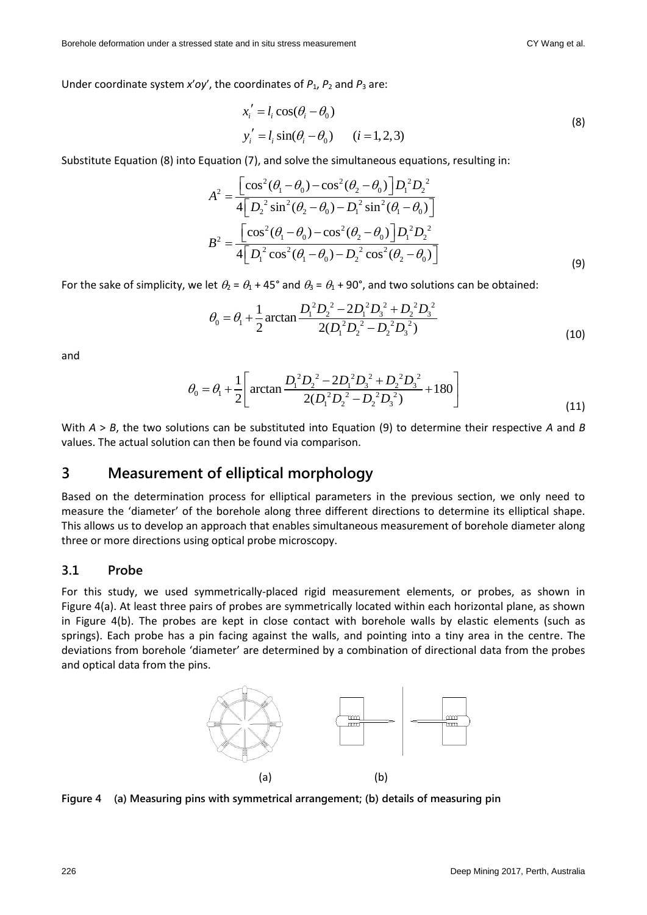Under coordinate system $x'oy'$, the coordinates of $P_1$, $P_2$ and $P_3$ are:

$$
\begin{aligned}
x_i' &= l_i \cos(\theta_i - \theta_0) \\
y_i' &= l_i \sin(\theta_i - \theta_0) \qquad (i = 1, 2, 3)
\end{aligned}
\tag{8}
$$

Substitute Equation (8) into Equation (7), and solve the simultaneous equations, resulting in:

$$
\begin{aligned}
A^2 &= \frac{\left[\cos^2(\theta_1 - \theta_0) - \cos^2(\theta_2 - \theta_0)\right] D_1^2 D_2^2}{4\left[D_2^2 \sin^2(\theta_2 - \theta_0) - D_1^2 \sin^2(\theta_1 - \theta_0)\right]} \\
B^2 &= \frac{\left[\cos^2(\theta_1 - \theta_0) - \cos^2(\theta_2 - \theta_0)\right] D_1^2 D_2^2}{4\left[D_1^2 \cos^2(\theta_1 - \theta_0) - D_2^2 \cos^2(\theta_2 - \theta_0)\right]}
\end{aligned}
\tag{9}
$$

For the sake of simplicity, we let $\theta_2 = \theta_1 + 45°$ and $\theta_3 = \theta_1 + 90°$, and two solutions can be obtained:

$$
\theta_0 = \theta_1 + \frac{1}{2}\arctan\frac{D_1^2 D_2^2 - 2D_1^2 D_3^2 + D_2^2 D_3^2}{2(D_1^2 D_2^2 - D_2^2 D_3^2)}
\tag{10}
$$

and

$$
\theta_0 = \theta_1 + \frac{1}{2}\left[\arctan\frac{D_1^2 D_2^2 - 2D_1^2 D_3^2 + D_2^2 D_3^2}{2(D_1^2 D_2^2 - D_2^2 D_3^2)} + 180\right]
\tag{11}
$$

With $A > B$, the two solutions can be substituted into Equation (9) to determine their respective $A$ and $B$ values. The actual solution can then be found via comparison.

## 3 Measurement of elliptical morphology

Based on the determination process for elliptical parameters in the previous section, we only need to measure the 'diameter' of the borehole along three different directions to determine its elliptical shape. This allows us to develop an approach that enables simultaneous measurement of borehole diameter along three or more directions using optical probe microscopy.

### 3.1 Probe

For this study, we used symmetrically-placed rigid measurement elements, or probes, as shown in Figure 4(a). At least three pairs of probes are symmetrically located within each horizontal plane, as shown in Figure 4(b). The probes are kept in close contact with borehole walls by elastic elements (such as springs). Each probe has a pin facing against the walls, and pointing into a tiny area in the centre. The deviations from borehole 'diameter' are determined by a combination of directional data from the probes and optical data from the pins.

(a) (b)

**Figure 4 (a) Measuring pins with symmetrical arrangement; (b) details of measuring pin**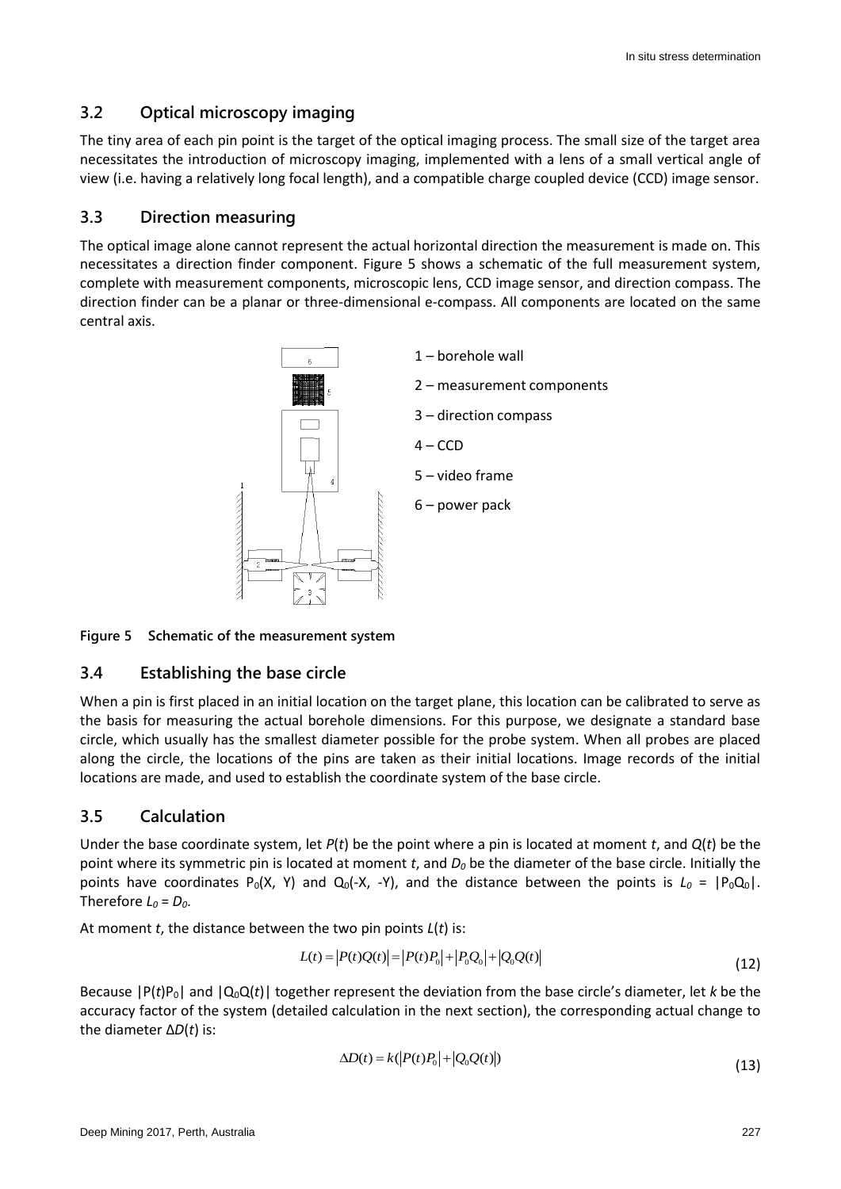## 3.2 Optical microscopy imaging

The tiny area of each pin point is the target of the optical imaging process. The small size of the target area necessitates the introduction of microscopy imaging, implemented with a lens of a small vertical angle of view (i.e. having a relatively long focal length), and a compatible charge coupled device (CCD) image sensor.

## 3.3 Direction measuring

The optical image alone cannot represent the actual horizontal direction the measurement is made on. This necessitates a direction finder component. Figure 5 shows a schematic of the full measurement system, complete with measurement components, microscopic lens, CCD image sensor, and direction compass. The direction finder can be a planar or three-dimensional e-compass. All components are located on the same central axis.

1 – borehole wall

2 – measurement components

3 – direction compass

4 – CCD

5 – video frame

6 – power pack

**Figure 5 Schematic of the measurement system**

## 3.4 Establishing the base circle

When a pin is first placed in an initial location on the target plane, this location can be calibrated to serve as the basis for measuring the actual borehole dimensions. For this purpose, we designate a standard base circle, which usually has the smallest diameter possible for the probe system. When all probes are placed along the circle, the locations of the pins are taken as their initial locations. Image records of the initial locations are made, and used to establish the coordinate system of the base circle.

## 3.5 Calculation

Under the base coordinate system, let $P(t)$ be the point where a pin is located at moment $t$, and $Q(t)$ be the point where its symmetric pin is located at moment $t$, and $D_0$ be the diameter of the base circle. Initially the points have coordinates $P_0(X, Y)$ and $Q_0(-X, -Y)$, and the distance between the points is $L_0 = |P_0Q_0|$. Therefore $L_0 = D_0$.

At moment $t$, the distance between the two pin points $L(t)$ is:

$$L(t) = |P(t)Q(t)| = |P(t)P_0| + |P_0Q_0| + |Q_0Q(t)| \tag{12}$$

Because $|P(t)P_0|$ and $|Q_0Q(t)|$ together represent the deviation from the base circle's diameter, let $k$ be the accuracy factor of the system (detailed calculation in the next section), the corresponding actual change to the diameter $\Delta D(t)$ is:

$$\Delta D(t) = k(|P(t)P_0| + |Q_0Q(t)|) \tag{13}$$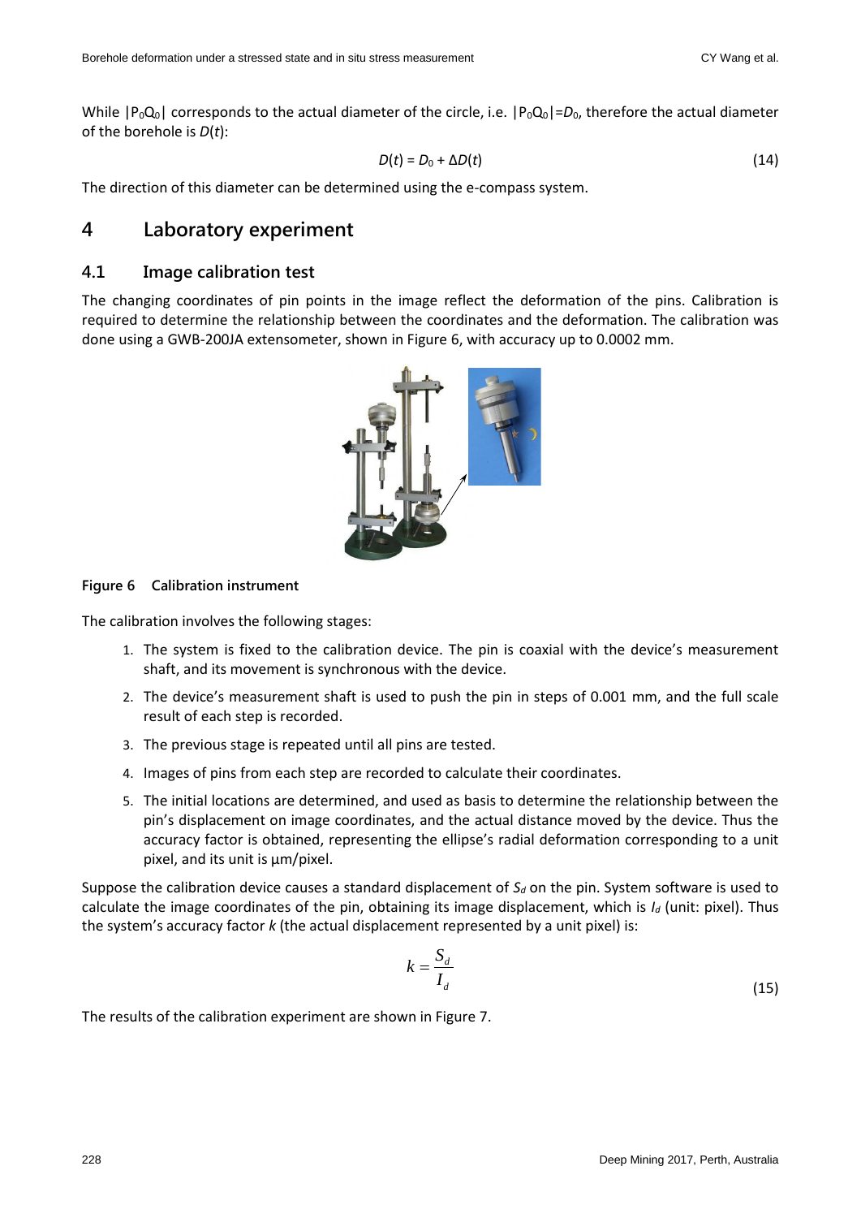While $|P_0Q_0|$ corresponds to the actual diameter of the circle, i.e. $|P_0Q_0|=D_0$, therefore the actual diameter of the borehole is $D(t)$:

$$D(t) = D_0 + \Delta D(t) \tag{14}$$

The direction of this diameter can be determined using the e-compass system.

# 4 Laboratory experiment

## 4.1 Image calibration test

The changing coordinates of pin points in the image reflect the deformation of the pins. Calibration is required to determine the relationship between the coordinates and the deformation. The calibration was done using a GWB-200JA extensometer, shown in Figure 6, with accuracy up to 0.0002 mm.

**Figure 6 Calibration instrument**

The calibration involves the following stages:

1. The system is fixed to the calibration device. The pin is coaxial with the device's measurement shaft, and its movement is synchronous with the device.
2. The device's measurement shaft is used to push the pin in steps of 0.001 mm, and the full scale result of each step is recorded.
3. The previous stage is repeated until all pins are tested.
4. Images of pins from each step are recorded to calculate their coordinates.
5. The initial locations are determined, and used as basis to determine the relationship between the pin's displacement on image coordinates, and the actual distance moved by the device. Thus the accuracy factor is obtained, representing the ellipse's radial deformation corresponding to a unit pixel, and its unit is μm/pixel.

Suppose the calibration device causes a standard displacement of $S_d$ on the pin. System software is used to calculate the image coordinates of the pin, obtaining its image displacement, which is $I_d$ (unit: pixel). Thus the system's accuracy factor $k$ (the actual displacement represented by a unit pixel) is:

$$k = \frac{S_d}{I_d} \tag{15}$$

The results of the calibration experiment are shown in Figure 7.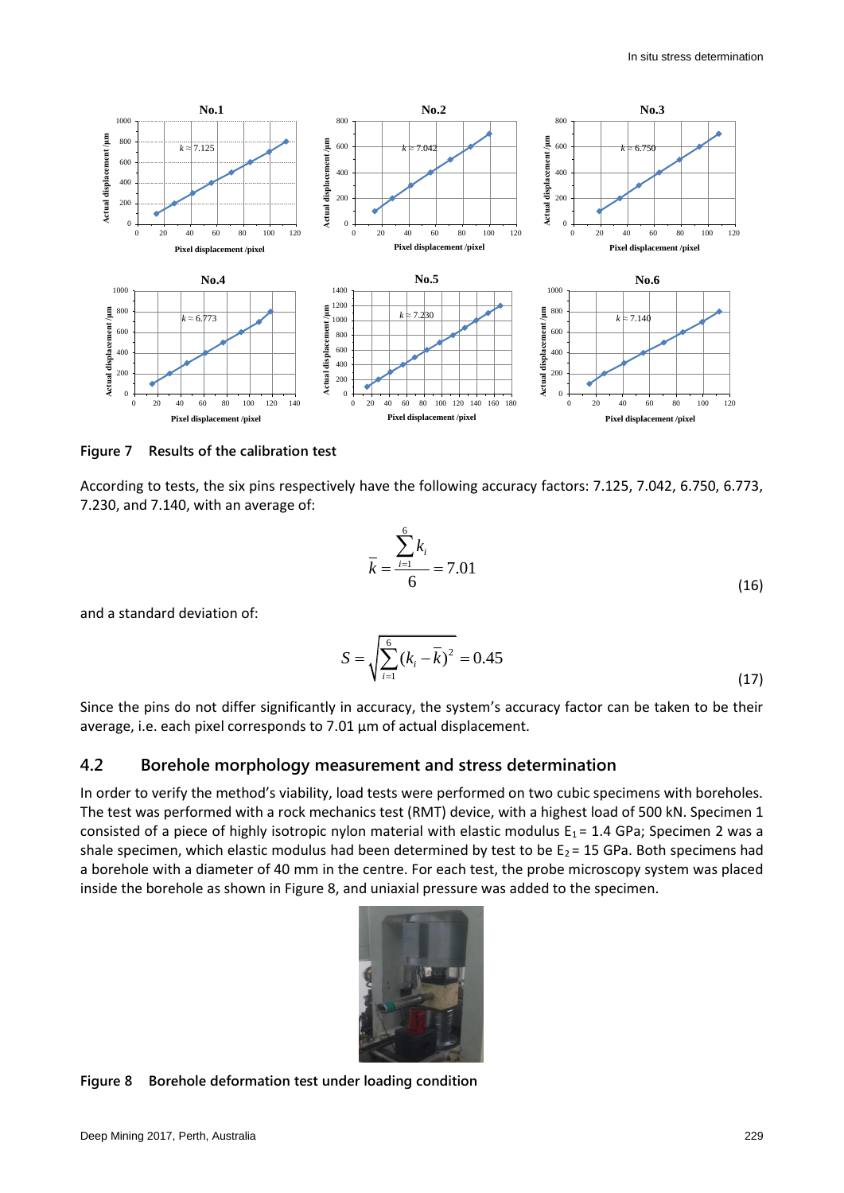Figure 7 Results of the calibration test

According to tests, the six pins respectively have the following accuracy factors: 7.125, 7.042, 6.750, 6.773, 7.230, and 7.140, with an average of:

$$\bar{k} = \frac{\sum_{i=1}^{6} k_i}{6} = 7.01 \tag{16}$$

and a standard deviation of:

$$S = \sqrt{\sum_{i=1}^{6} (k_i - \bar{k})^2} = 0.45 \tag{17}$$

Since the pins do not differ significantly in accuracy, the system's accuracy factor can be taken to be their average, i.e. each pixel corresponds to 7.01 µm of actual displacement.

## 4.2 Borehole morphology measurement and stress determination

In order to verify the method's viability, load tests were performed on two cubic specimens with boreholes. The test was performed with a rock mechanics test (RMT) device, with a highest load of 500 kN. Specimen 1 consisted of a piece of highly isotropic nylon material with elastic modulus $E_1$ = 1.4 GPa; Specimen 2 was a shale specimen, which elastic modulus had been determined by test to be $E_2$ = 15 GPa. Both specimens had a borehole with a diameter of 40 mm in the centre. For each test, the probe microscopy system was placed inside the borehole as shown in Figure 8, and uniaxial pressure was added to the specimen.

Figure 8 Borehole deformation test under loading condition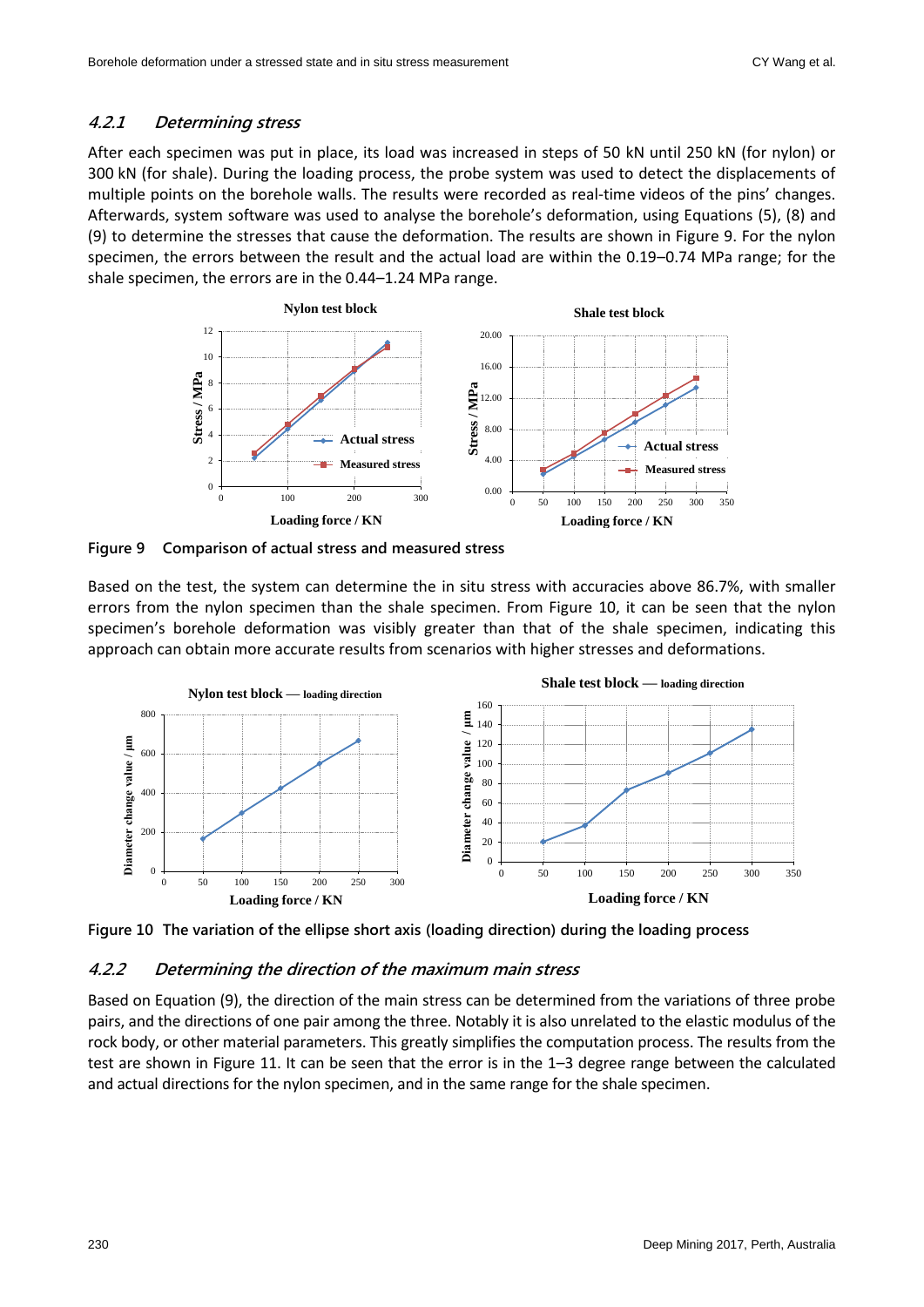### *4.2.1 Determining stress*

After each specimen was put in place, its load was increased in steps of 50 kN until 250 kN (for nylon) or 300 kN (for shale). During the loading process, the probe system was used to detect the displacements of multiple points on the borehole walls. The results were recorded as real-time videos of the pins' changes. Afterwards, system software was used to analyse the borehole's deformation, using Equations (5), (8) and (9) to determine the stresses that cause the deformation. The results are shown in Figure 9. For the nylon specimen, the errors between the result and the actual load are within the 0.19–0.74 MPa range; for the shale specimen, the errors are in the 0.44–1.24 MPa range.

**Figure 9 Comparison of actual stress and measured stress**

Based on the test, the system can determine the in situ stress with accuracies above 86.7%, with smaller errors from the nylon specimen than the shale specimen. From Figure 10, it can be seen that the nylon specimen's borehole deformation was visibly greater than that of the shale specimen, indicating this approach can obtain more accurate results from scenarios with higher stresses and deformations.

**Figure 10 The variation of the ellipse short axis (loading direction) during the loading process**

### *4.2.2 Determining the direction of the maximum main stress*

Based on Equation (9), the direction of the main stress can be determined from the variations of three probe pairs, and the directions of one pair among the three. Notably it is also unrelated to the elastic modulus of the rock body, or other material parameters. This greatly simplifies the computation process. The results from the test are shown in Figure 11. It can be seen that the error is in the 1–3 degree range between the calculated and actual directions for the nylon specimen, and in the same range for the shale specimen.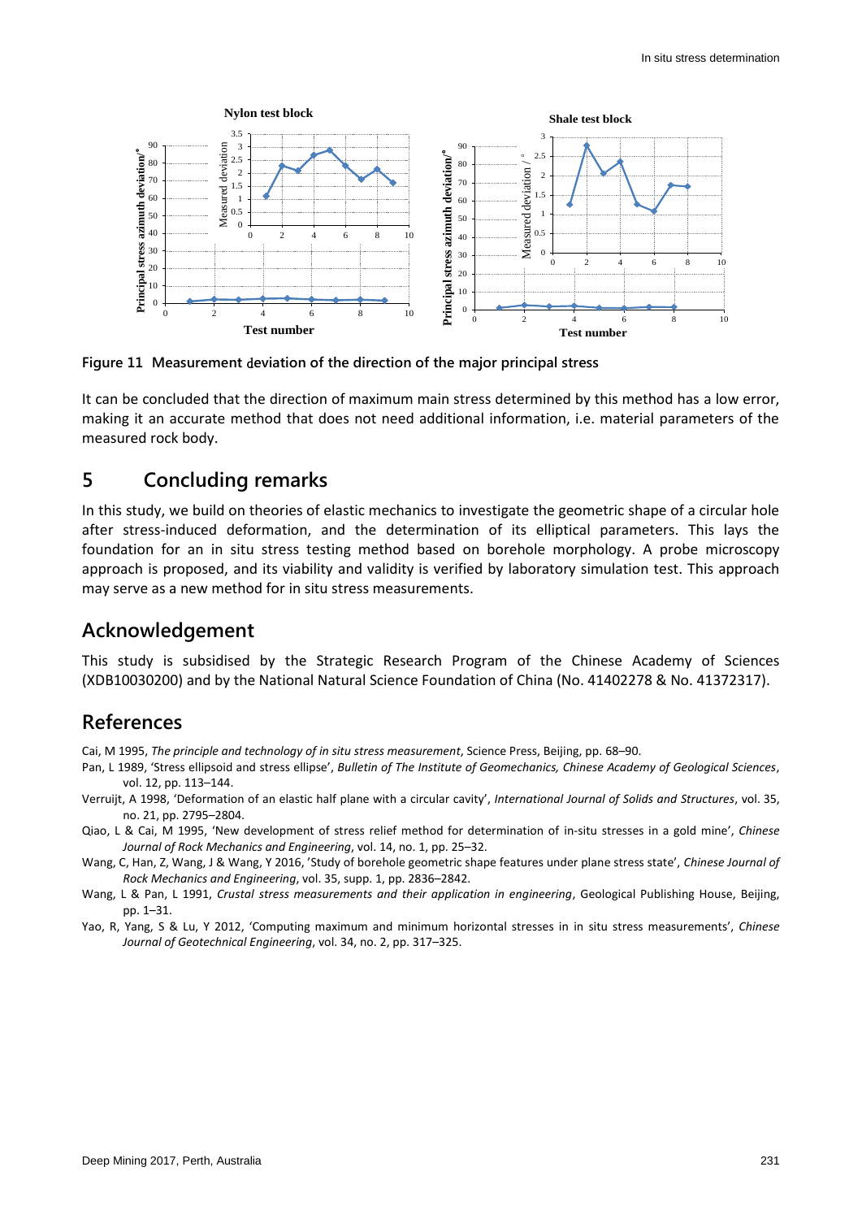Nylon test block

Principal stress azimuth deviation/°

Measured deviation

3.5
3
2.5
2
1.5
1
0.5
0

0 2 4 6 8 10

90
80
70
60
50
40
30
20
10
0

0 2 4 6 8 10

Test number

Shale test block

Principal stress azimuth deviation/°

Measured deviation / °

3
2.5
2
1.5
1
0.5
0

0 2 4 6 8 10

90
80
70
60
50
40
30
20
10
0

0 2 4 6 8 10

Test number

**Figure 11 Measurement deviation of the direction of the major principal stress**

It can be concluded that the direction of maximum main stress determined by this method has a low error, making it an accurate method that does not need additional information, i.e. material parameters of the measured rock body.

# 5 Concluding remarks

In this study, we build on theories of elastic mechanics to investigate the geometric shape of a circular hole after stress-induced deformation, and the determination of its elliptical parameters. This lays the foundation for an in situ stress testing method based on borehole morphology. A probe microscopy approach is proposed, and its viability and validity is verified by laboratory simulation test. This approach may serve as a new method for in situ stress measurements.

# Acknowledgement

This study is subsidised by the Strategic Research Program of the Chinese Academy of Sciences (XDB10030200) and by the National Natural Science Foundation of China (No. 41402278 & No. 41372317).

# References

Cai, M 1995, *The principle and technology of in situ stress measurement*, Science Press, Beijing, pp. 68–90.

Pan, L 1989, 'Stress ellipsoid and stress ellipse', *Bulletin of The Institute of Geomechanics, Chinese Academy of Geological Sciences*, vol. 12, pp. 113–144.

Verruijt, A 1998, 'Deformation of an elastic half plane with a circular cavity', *International Journal of Solids and Structures*, vol. 35, no. 21, pp. 2795–2804.

Qiao, L & Cai, M 1995, 'New development of stress relief method for determination of in-situ stresses in a gold mine', *Chinese Journal of Rock Mechanics and Engineering*, vol. 14, no. 1, pp. 25–32.

Wang, C, Han, Z, Wang, J & Wang, Y 2016, 'Study of borehole geometric shape features under plane stress state', *Chinese Journal of Rock Mechanics and Engineering*, vol. 35, supp. 1, pp. 2836–2842.

Wang, L & Pan, L 1991, *Crustal stress measurements and their application in engineering*, Geological Publishing House, Beijing, pp. 1–31.

Yao, R, Yang, S & Lu, Y 2012, 'Computing maximum and minimum horizontal stresses in in situ stress measurements', *Chinese Journal of Geotechnical Engineering*, vol. 34, no. 2, pp. 317–325.